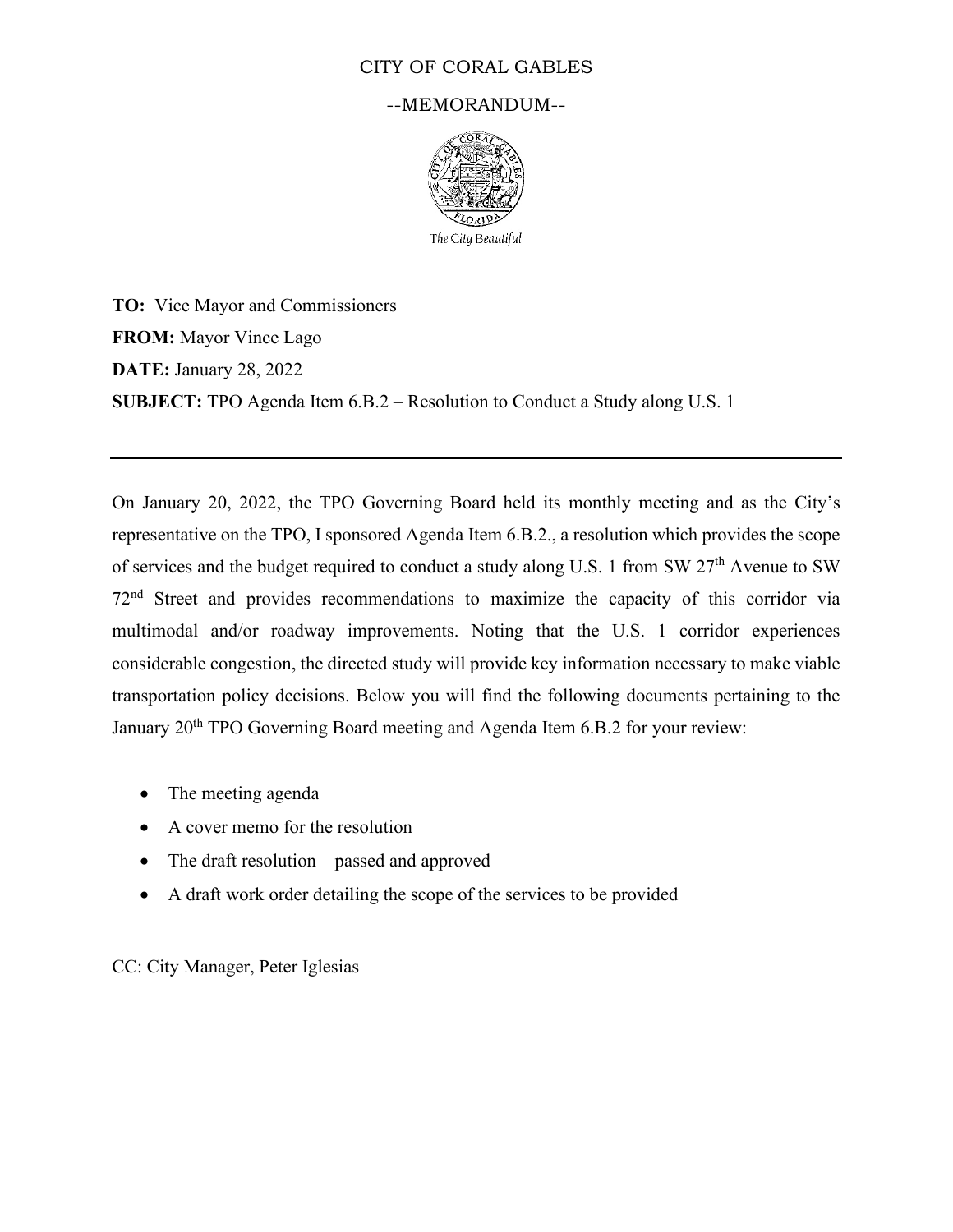CITY OF CORAL GABLES

--MEMORANDUM--

The City Beautiful

**TO:** Vice Mayor and Commissioners

**FROM:** Mayor Vince Lago

**DATE:** January 28, 2022

**SUBJECT:** TPO Agenda Item 6.B.2 – Resolution to Conduct a Study along U.S. 1

---

On January 20, 2022, the TPO Governing Board held its monthly meeting and as the City's representative on the TPO, I sponsored Agenda Item 6.B.2., a resolution which provides the scope of services and the budget required to conduct a study along U.S. 1 from SW 27th Avenue to SW 72nd Street and provides recommendations to maximize the capacity of this corridor via multimodal and/or roadway improvements. Noting that the U.S. 1 corridor experiences considerable congestion, the directed study will provide key information necessary to make viable transportation policy decisions. Below you will find the following documents pertaining to the January 20th TPO Governing Board meeting and Agenda Item 6.B.2 for your review:

- The meeting agenda
- A cover memo for the resolution
- The draft resolution – passed and approved
- A draft work order detailing the scope of the services to be provided

CC: City Manager, Peter Iglesias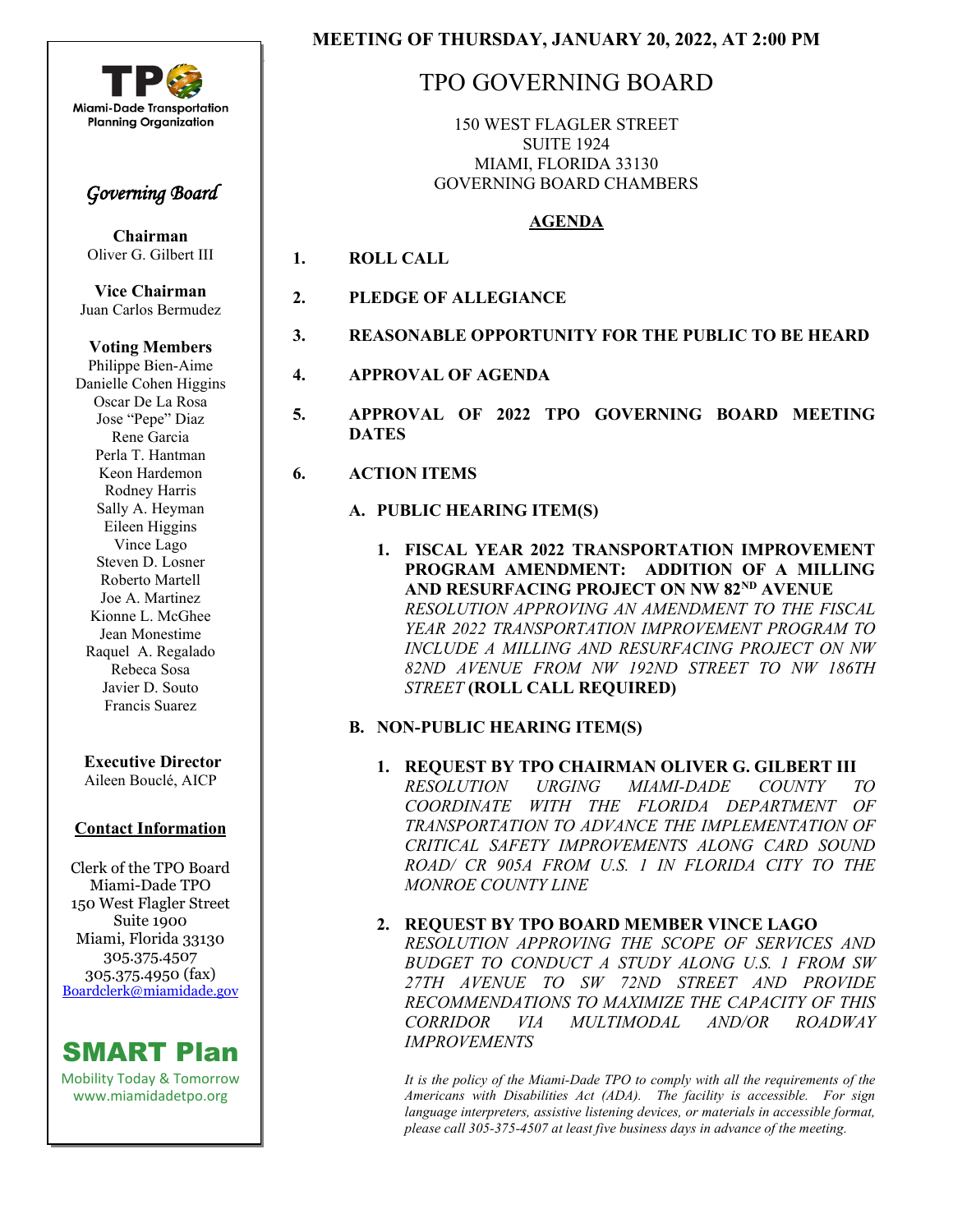**Miami-Dade Transportation Planning Organization**

*Governing Board*

**Chairman**
Oliver G. Gilbert III

**Vice Chairman**
Juan Carlos Bermudez

**Voting Members**
Philippe Bien-Aime
Danielle Cohen Higgins
Oscar De La Rosa
Jose "Pepe" Diaz
Rene Garcia
Perla T. Hantman
Keon Hardemon
Rodney Harris
Sally A. Heyman
Eileen Higgins
Vince Lago
Steven D. Losner
Roberto Martell
Joe A. Martinez
Kionne L. McGhee
Jean Monestime
Raquel A. Regalado
Rebeca Sosa
Javier D. Souto
Francis Suarez

**Executive Director**
Aileen Bouclé, AICP

**Contact Information**

Clerk of the TPO Board
Miami-Dade TPO
150 West Flagler Street
Suite 1900
Miami, Florida 33130
305.375.4507
305.375.4950 (fax)
Boardclerk@miamidade.gov

**SMART Plan**
Mobility Today & Tomorrow
www.miamidadetpo.org

**MEETING OF THURSDAY, JANUARY 20, 2022, AT 2:00 PM**

# TPO GOVERNING BOARD

150 WEST FLAGLER STREET
SUITE 1924
MIAMI, FLORIDA 33130
GOVERNING BOARD CHAMBERS

## AGENDA

1. **ROLL CALL**

2. **PLEDGE OF ALLEGIANCE**

3. **REASONABLE OPPORTUNITY FOR THE PUBLIC TO BE HEARD**

4. **APPROVAL OF AGENDA**

5. **APPROVAL OF 2022 TPO GOVERNING BOARD MEETING DATES**

6. **ACTION ITEMS**

   **A. PUBLIC HEARING ITEM(S)**

   1. **FISCAL YEAR 2022 TRANSPORTATION IMPROVEMENT PROGRAM AMENDMENT: ADDITION OF A MILLING AND RESURFACING PROJECT ON NW 82ND AVENUE**
      *RESOLUTION APPROVING AN AMENDMENT TO THE FISCAL YEAR 2022 TRANSPORTATION IMPROVEMENT PROGRAM TO INCLUDE A MILLING AND RESURFACING PROJECT ON NW 82ND AVENUE FROM NW 192ND STREET TO NW 186TH STREET* **(ROLL CALL REQUIRED)**

   **B. NON-PUBLIC HEARING ITEM(S)**

   1. **REQUEST BY TPO CHAIRMAN OLIVER G. GILBERT III**
      *RESOLUTION URGING MIAMI-DADE COUNTY TO COORDINATE WITH THE FLORIDA DEPARTMENT OF TRANSPORTATION TO ADVANCE THE IMPLEMENTATION OF CRITICAL SAFETY IMPROVEMENTS ALONG CARD SOUND ROAD/ CR 905A FROM U.S. 1 IN FLORIDA CITY TO THE MONROE COUNTY LINE*

   2. **REQUEST BY TPO BOARD MEMBER VINCE LAGO**
      *RESOLUTION APPROVING THE SCOPE OF SERVICES AND BUDGET TO CONDUCT A STUDY ALONG U.S. 1 FROM SW 27TH AVENUE TO SW 72ND STREET AND PROVIDE RECOMMENDATIONS TO MAXIMIZE THE CAPACITY OF THIS CORRIDOR VIA MULTIMODAL AND/OR ROADWAY IMPROVEMENTS*

*It is the policy of the Miami-Dade TPO to comply with all the requirements of the Americans with Disabilities Act (ADA). The facility is accessible. For sign language interpreters, assistive listening devices, or materials in accessible format, please call 305-375-4507 at least five business days in advance of the meeting.*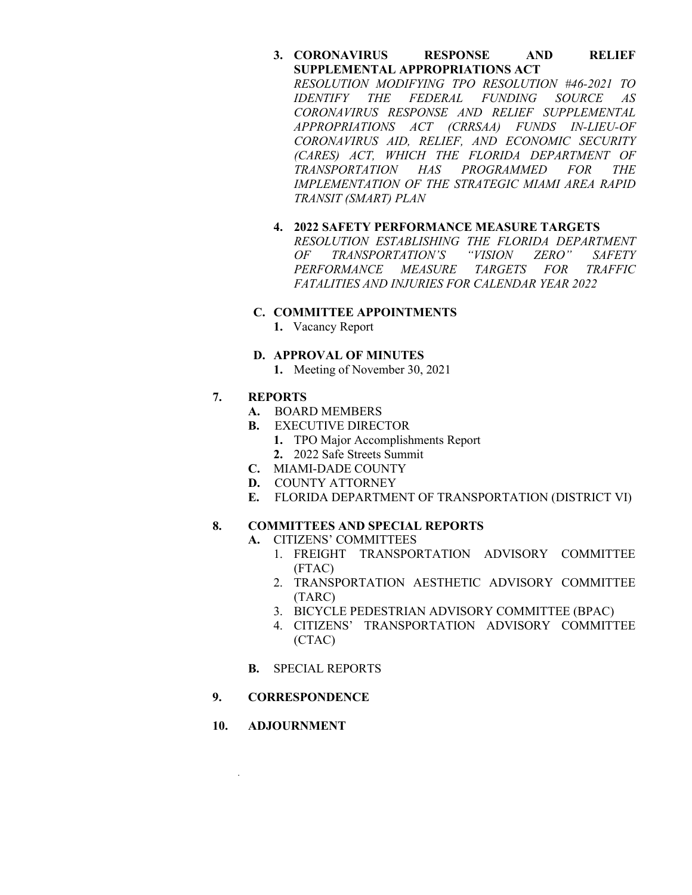3. **CORONAVIRUS RESPONSE AND RELIEF SUPPLEMENTAL APPROPRIATIONS ACT**
   *RESOLUTION MODIFYING TPO RESOLUTION #46-2021 TO IDENTIFY THE FEDERAL FUNDING SOURCE AS CORONAVIRUS RESPONSE AND RELIEF SUPPLEMENTAL APPROPRIATIONS ACT (CRRSAA) FUNDS IN-LIEU-OF CORONAVIRUS AID, RELIEF, AND ECONOMIC SECURITY (CARES) ACT, WHICH THE FLORIDA DEPARTMENT OF TRANSPORTATION HAS PROGRAMMED FOR THE IMPLEMENTATION OF THE STRATEGIC MIAMI AREA RAPID TRANSIT (SMART) PLAN*

4. **2022 SAFETY PERFORMANCE MEASURE TARGETS**
   *RESOLUTION ESTABLISHING THE FLORIDA DEPARTMENT OF TRANSPORTATION'S "VISION ZERO" SAFETY PERFORMANCE MEASURE TARGETS FOR TRAFFIC FATALITIES AND INJURIES FOR CALENDAR YEAR 2022*

**C. COMMITTEE APPOINTMENTS**

1. Vacancy Report

**D. APPROVAL OF MINUTES**

1. Meeting of November 30, 2021

**7. REPORTS**

- **A.** BOARD MEMBERS
- **B.** EXECUTIVE DIRECTOR
  1. TPO Major Accomplishments Report
  2. 2022 Safe Streets Summit
- **C.** MIAMI-DADE COUNTY
- **D.** COUNTY ATTORNEY
- **E.** FLORIDA DEPARTMENT OF TRANSPORTATION (DISTRICT VI)

**8. COMMITTEES AND SPECIAL REPORTS**

- **A.** CITIZENS' COMMITTEES
  1. FREIGHT TRANSPORTATION ADVISORY COMMITTEE (FTAC)
  2. TRANSPORTATION AESTHETIC ADVISORY COMMITTEE (TARC)
  3. BICYCLE PEDESTRIAN ADVISORY COMMITTEE (BPAC)
  4. CITIZENS' TRANSPORTATION ADVISORY COMMITTEE (CTAC)

- **B.** SPECIAL REPORTS

**9. CORRESPONDENCE**

**10. ADJOURNMENT**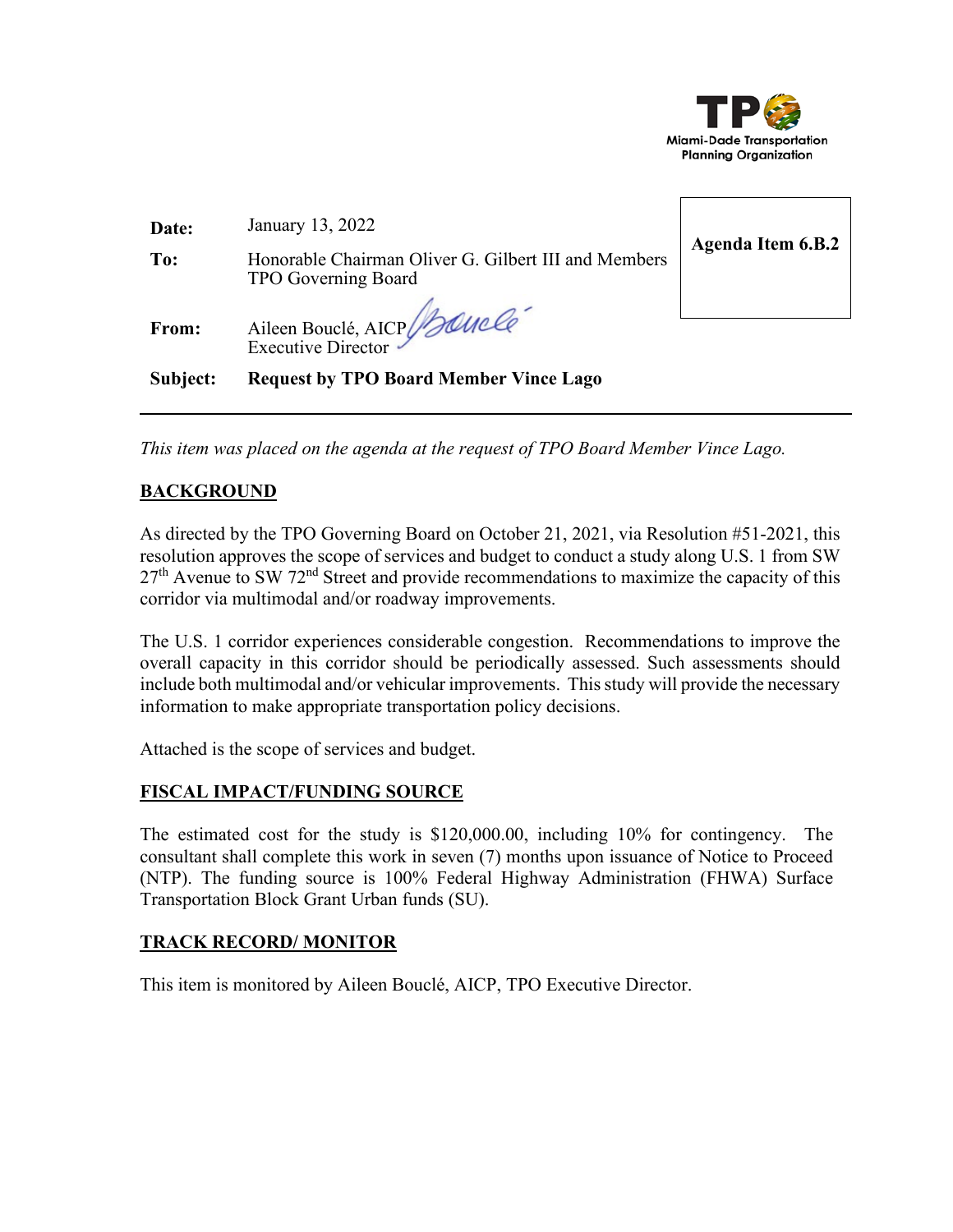**TPO**
Miami-Dade Transportation Planning Organization

| | | |
|---|---|---|
| **Date:** | January 13, 2022 | **Agenda Item 6.B.2** |
| **To:** | Honorable Chairman Oliver G. Gilbert III and Members TPO Governing Board | |
| **From:** | Aileen Bouclé, AICP<br>Executive Director | |
| **Subject:** | **Request by TPO Board Member Vince Lago** | |

---

*This item was placed on the agenda at the request of TPO Board Member Vince Lago.*

## BACKGROUND

As directed by the TPO Governing Board on October 21, 2021, via Resolution #51-2021, this resolution approves the scope of services and budget to conduct a study along U.S. 1 from SW 27th Avenue to SW 72nd Street and provide recommendations to maximize the capacity of this corridor via multimodal and/or roadway improvements.

The U.S. 1 corridor experiences considerable congestion. Recommendations to improve the overall capacity in this corridor should be periodically assessed. Such assessments should include both multimodal and/or vehicular improvements. This study will provide the necessary information to make appropriate transportation policy decisions.

Attached is the scope of services and budget.

## FISCAL IMPACT/FUNDING SOURCE

The estimated cost for the study is $120,000.00, including 10% for contingency. The consultant shall complete this work in seven (7) months upon issuance of Notice to Proceed (NTP). The funding source is 100% Federal Highway Administration (FHWA) Surface Transportation Block Grant Urban funds (SU).

## TRACK RECORD/ MONITOR

This item is monitored by Aileen Bouclé, AICP, TPO Executive Director.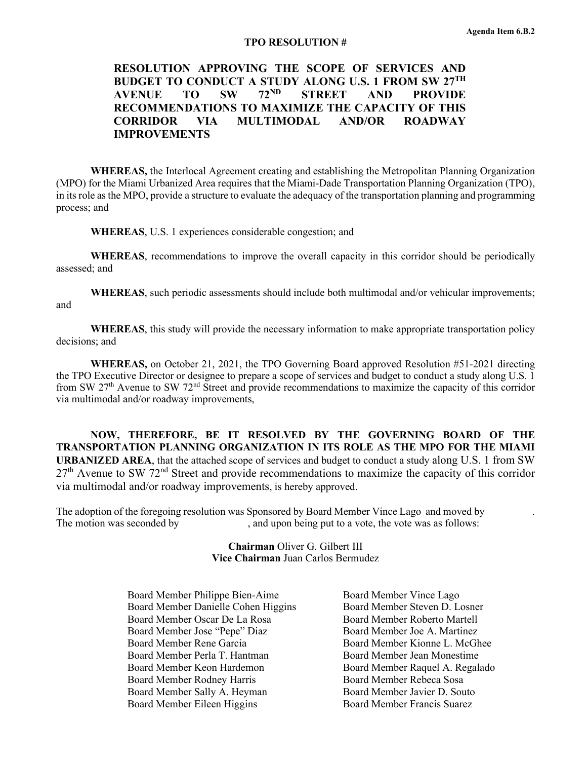Agenda Item 6.B.2

**TPO RESOLUTION #**

**RESOLUTION APPROVING THE SCOPE OF SERVICES AND BUDGET TO CONDUCT A STUDY ALONG U.S. 1 FROM SW 27TH AVENUE TO SW 72ND STREET AND PROVIDE RECOMMENDATIONS TO MAXIMIZE THE CAPACITY OF THIS CORRIDOR VIA MULTIMODAL AND/OR ROADWAY IMPROVEMENTS**

**WHEREAS,** the Interlocal Agreement creating and establishing the Metropolitan Planning Organization (MPO) for the Miami Urbanized Area requires that the Miami-Dade Transportation Planning Organization (TPO), in its role as the MPO, provide a structure to evaluate the adequacy of the transportation planning and programming process; and

**WHEREAS**, U.S. 1 experiences considerable congestion; and

**WHEREAS**, recommendations to improve the overall capacity in this corridor should be periodically assessed; and

**WHEREAS**, such periodic assessments should include both multimodal and/or vehicular improvements; and

**WHEREAS**, this study will provide the necessary information to make appropriate transportation policy decisions; and

**WHEREAS,** on October 21, 2021, the TPO Governing Board approved Resolution #51-2021 directing the TPO Executive Director or designee to prepare a scope of services and budget to conduct a study along U.S. 1 from SW 27th Avenue to SW 72nd Street and provide recommendations to maximize the capacity of this corridor via multimodal and/or roadway improvements,

**NOW, THEREFORE, BE IT RESOLVED BY THE GOVERNING BOARD OF THE TRANSPORTATION PLANNING ORGANIZATION IN ITS ROLE AS THE MPO FOR THE MIAMI URBANIZED AREA**, that the attached scope of services and budget to conduct a study along U.S. 1 from SW 27th Avenue to SW 72nd Street and provide recommendations to maximize the capacity of this corridor via multimodal and/or roadway improvements, is hereby approved.

The adoption of the foregoing resolution was Sponsored by Board Member Vince Lago and moved by . The motion was seconded by , and upon being put to a vote, the vote was as follows:

**Chairman** Oliver G. Gilbert III
**Vice Chairman** Juan Carlos Bermudez

Board Member Philippe Bien-Aime
Board Member Danielle Cohen Higgins
Board Member Oscar De La Rosa
Board Member Jose "Pepe" Diaz
Board Member Rene Garcia
Board Member Perla T. Hantman
Board Member Keon Hardemon
Board Member Rodney Harris
Board Member Sally A. Heyman
Board Member Eileen Higgins
Board Member Vince Lago
Board Member Steven D. Losner
Board Member Roberto Martell
Board Member Joe A. Martinez
Board Member Kionne L. McGhee
Board Member Jean Monestime
Board Member Raquel A. Regalado
Board Member Rebeca Sosa
Board Member Javier D. Souto
Board Member Francis Suarez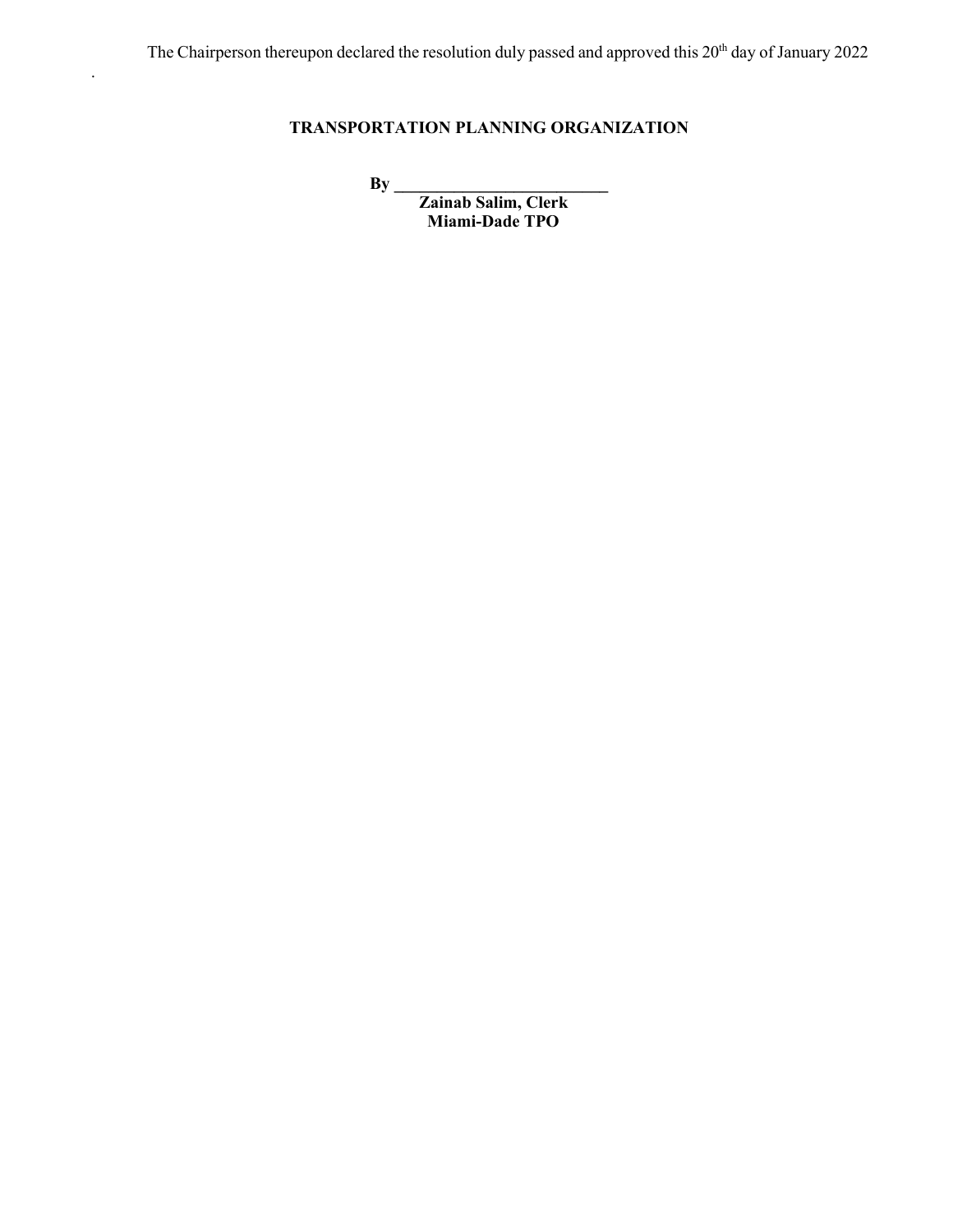The Chairperson thereupon declared the resolution duly passed and approved this 20th day of January 2022

.

**TRANSPORTATION PLANNING ORGANIZATION**

**By ___________________________**
**Zainab Salim, Clerk**
**Miami-Dade TPO**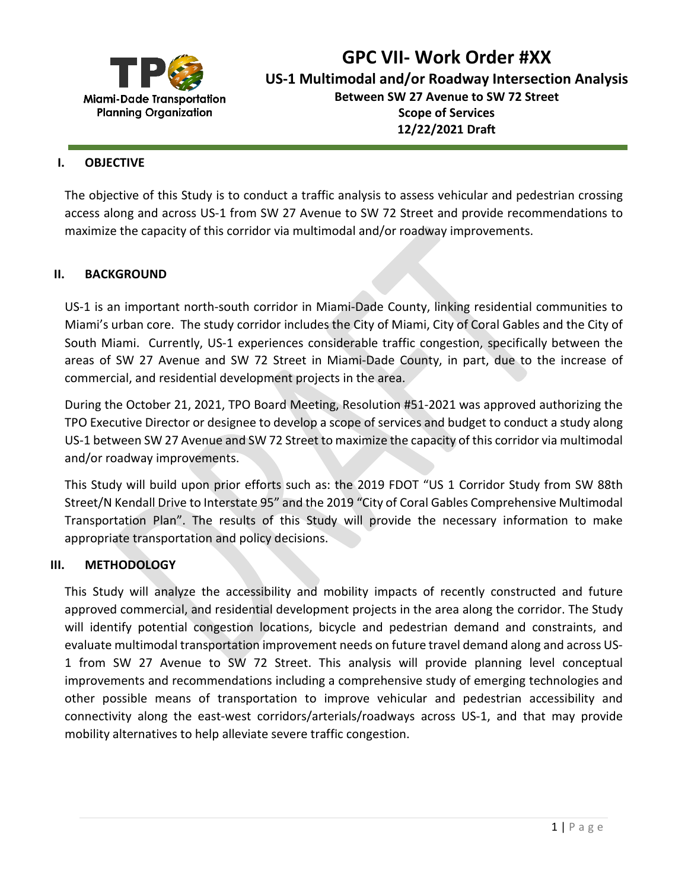# GPC VII- Work Order #XX

## US-1 Multimodal and/or Roadway Intersection Analysis

**Between SW 27 Avenue to SW 72 Street**
**Scope of Services**
**12/22/2021 Draft**

## I. OBJECTIVE

The objective of this Study is to conduct a traffic analysis to assess vehicular and pedestrian crossing access along and across US-1 from SW 27 Avenue to SW 72 Street and provide recommendations to maximize the capacity of this corridor via multimodal and/or roadway improvements.

## II. BACKGROUND

US-1 is an important north-south corridor in Miami-Dade County, linking residential communities to Miami's urban core. The study corridor includes the City of Miami, City of Coral Gables and the City of South Miami. Currently, US-1 experiences considerable traffic congestion, specifically between the areas of SW 27 Avenue and SW 72 Street in Miami-Dade County, in part, due to the increase of commercial, and residential development projects in the area.

During the October 21, 2021, TPO Board Meeting, Resolution #51-2021 was approved authorizing the TPO Executive Director or designee to develop a scope of services and budget to conduct a study along US-1 between SW 27 Avenue and SW 72 Street to maximize the capacity of this corridor via multimodal and/or roadway improvements.

This Study will build upon prior efforts such as: the 2019 FDOT "US 1 Corridor Study from SW 88th Street/N Kendall Drive to Interstate 95" and the 2019 "City of Coral Gables Comprehensive Multimodal Transportation Plan". The results of this Study will provide the necessary information to make appropriate transportation and policy decisions.

## III. METHODOLOGY

This Study will analyze the accessibility and mobility impacts of recently constructed and future approved commercial, and residential development projects in the area along the corridor. The Study will identify potential congestion locations, bicycle and pedestrian demand and constraints, and evaluate multimodal transportation improvement needs on future travel demand along and across US-1 from SW 27 Avenue to SW 72 Street. This analysis will provide planning level conceptual improvements and recommendations including a comprehensive study of emerging technologies and other possible means of transportation to improve vehicular and pedestrian accessibility and connectivity along the east-west corridors/arterials/roadways across US-1, and that may provide mobility alternatives to help alleviate severe traffic congestion.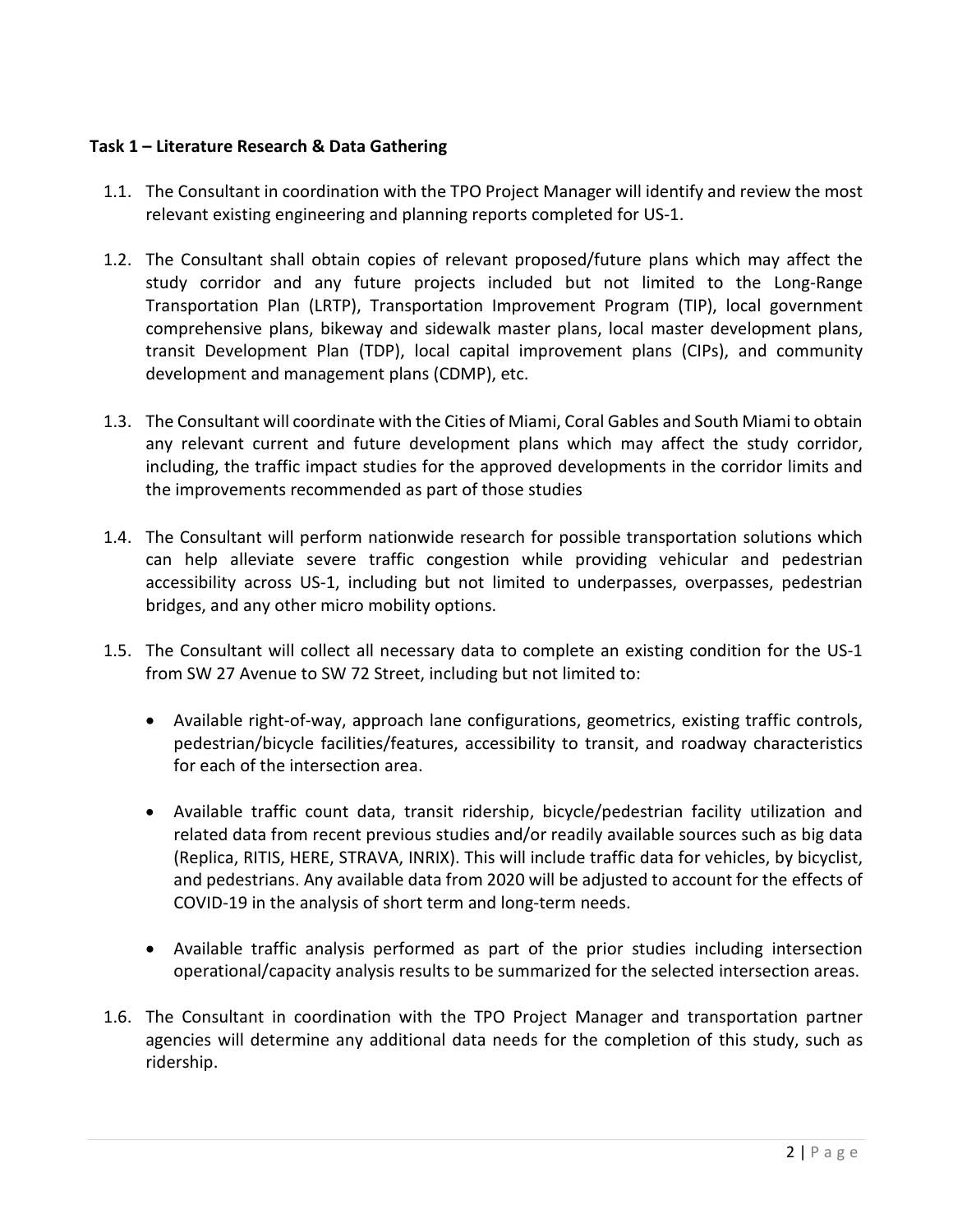**Task 1 – Literature Research & Data Gathering**

1.1. The Consultant in coordination with the TPO Project Manager will identify and review the most relevant existing engineering and planning reports completed for US-1.

1.2. The Consultant shall obtain copies of relevant proposed/future plans which may affect the study corridor and any future projects included but not limited to the Long-Range Transportation Plan (LRTP), Transportation Improvement Program (TIP), local government comprehensive plans, bikeway and sidewalk master plans, local master development plans, transit Development Plan (TDP), local capital improvement plans (CIPs), and community development and management plans (CDMP), etc.

1.3. The Consultant will coordinate with the Cities of Miami, Coral Gables and South Miami to obtain any relevant current and future development plans which may affect the study corridor, including, the traffic impact studies for the approved developments in the corridor limits and the improvements recommended as part of those studies

1.4. The Consultant will perform nationwide research for possible transportation solutions which can help alleviate severe traffic congestion while providing vehicular and pedestrian accessibility across US-1, including but not limited to underpasses, overpasses, pedestrian bridges, and any other micro mobility options.

1.5. The Consultant will collect all necessary data to complete an existing condition for the US-1 from SW 27 Avenue to SW 72 Street, including but not limited to:

- Available right-of-way, approach lane configurations, geometrics, existing traffic controls, pedestrian/bicycle facilities/features, accessibility to transit, and roadway characteristics for each of the intersection area.
- Available traffic count data, transit ridership, bicycle/pedestrian facility utilization and related data from recent previous studies and/or readily available sources such as big data (Replica, RITIS, HERE, STRAVA, INRIX). This will include traffic data for vehicles, by bicyclist, and pedestrians. Any available data from 2020 will be adjusted to account for the effects of COVID-19 in the analysis of short term and long-term needs.
- Available traffic analysis performed as part of the prior studies including intersection operational/capacity analysis results to be summarized for the selected intersection areas.

1.6. The Consultant in coordination with the TPO Project Manager and transportation partner agencies will determine any additional data needs for the completion of this study, such as ridership.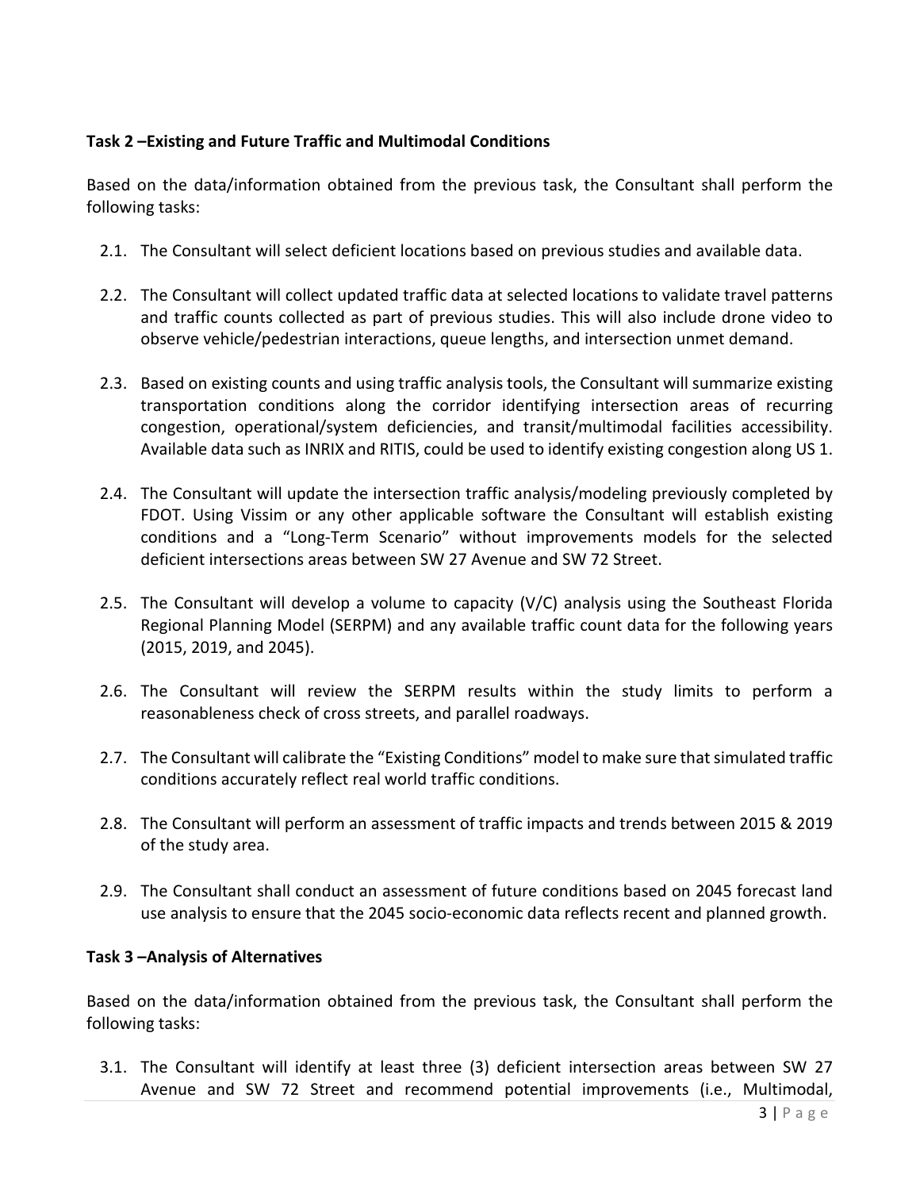**Task 2 –Existing and Future Traffic and Multimodal Conditions**

Based on the data/information obtained from the previous task, the Consultant shall perform the following tasks:

2.1. The Consultant will select deficient locations based on previous studies and available data.

2.2. The Consultant will collect updated traffic data at selected locations to validate travel patterns and traffic counts collected as part of previous studies. This will also include drone video to observe vehicle/pedestrian interactions, queue lengths, and intersection unmet demand.

2.3. Based on existing counts and using traffic analysis tools, the Consultant will summarize existing transportation conditions along the corridor identifying intersection areas of recurring congestion, operational/system deficiencies, and transit/multimodal facilities accessibility. Available data such as INRIX and RITIS, could be used to identify existing congestion along US 1.

2.4. The Consultant will update the intersection traffic analysis/modeling previously completed by FDOT. Using Vissim or any other applicable software the Consultant will establish existing conditions and a "Long-Term Scenario" without improvements models for the selected deficient intersections areas between SW 27 Avenue and SW 72 Street.

2.5. The Consultant will develop a volume to capacity (V/C) analysis using the Southeast Florida Regional Planning Model (SERPM) and any available traffic count data for the following years (2015, 2019, and 2045).

2.6. The Consultant will review the SERPM results within the study limits to perform a reasonableness check of cross streets, and parallel roadways.

2.7. The Consultant will calibrate the "Existing Conditions" model to make sure that simulated traffic conditions accurately reflect real world traffic conditions.

2.8. The Consultant will perform an assessment of traffic impacts and trends between 2015 & 2019 of the study area.

2.9. The Consultant shall conduct an assessment of future conditions based on 2045 forecast land use analysis to ensure that the 2045 socio-economic data reflects recent and planned growth.

**Task 3 –Analysis of Alternatives**

Based on the data/information obtained from the previous task, the Consultant shall perform the following tasks:

3.1. The Consultant will identify at least three (3) deficient intersection areas between SW 27 Avenue and SW 72 Street and recommend potential improvements (i.e., Multimodal,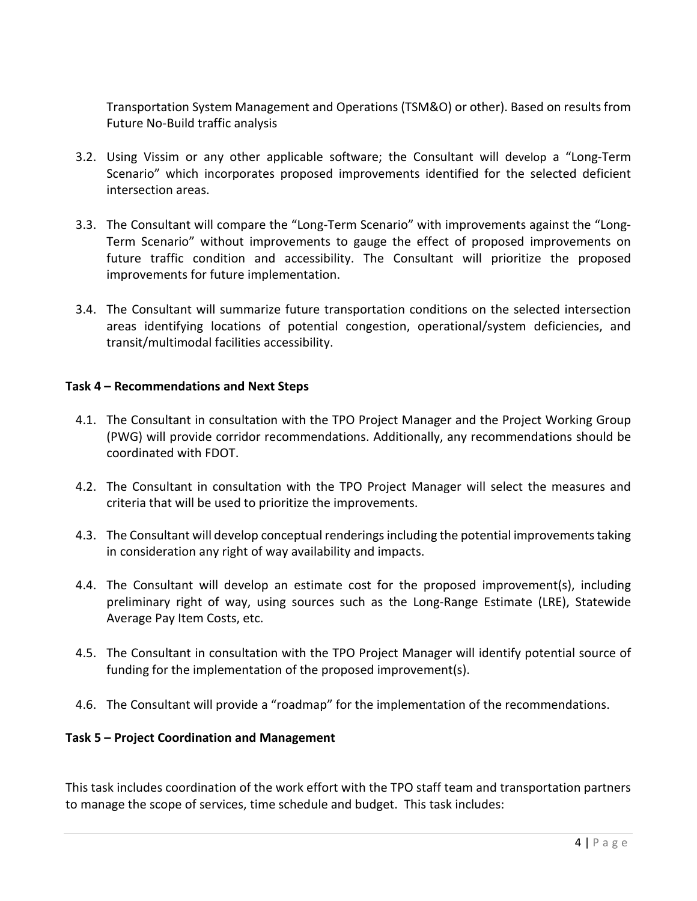Transportation System Management and Operations (TSM&O) or other). Based on results from Future No-Build traffic analysis

3.2. Using Vissim or any other applicable software; the Consultant will develop a "Long-Term Scenario" which incorporates proposed improvements identified for the selected deficient intersection areas.

3.3. The Consultant will compare the "Long-Term Scenario" with improvements against the "Long-Term Scenario" without improvements to gauge the effect of proposed improvements on future traffic condition and accessibility. The Consultant will prioritize the proposed improvements for future implementation.

3.4. The Consultant will summarize future transportation conditions on the selected intersection areas identifying locations of potential congestion, operational/system deficiencies, and transit/multimodal facilities accessibility.

**Task 4 – Recommendations and Next Steps**

4.1. The Consultant in consultation with the TPO Project Manager and the Project Working Group (PWG) will provide corridor recommendations. Additionally, any recommendations should be coordinated with FDOT.

4.2. The Consultant in consultation with the TPO Project Manager will select the measures and criteria that will be used to prioritize the improvements.

4.3. The Consultant will develop conceptual renderings including the potential improvements taking in consideration any right of way availability and impacts.

4.4. The Consultant will develop an estimate cost for the proposed improvement(s), including preliminary right of way, using sources such as the Long-Range Estimate (LRE), Statewide Average Pay Item Costs, etc.

4.5. The Consultant in consultation with the TPO Project Manager will identify potential source of funding for the implementation of the proposed improvement(s).

4.6. The Consultant will provide a "roadmap" for the implementation of the recommendations.

**Task 5 – Project Coordination and Management**

This task includes coordination of the work effort with the TPO staff team and transportation partners to manage the scope of services, time schedule and budget. This task includes: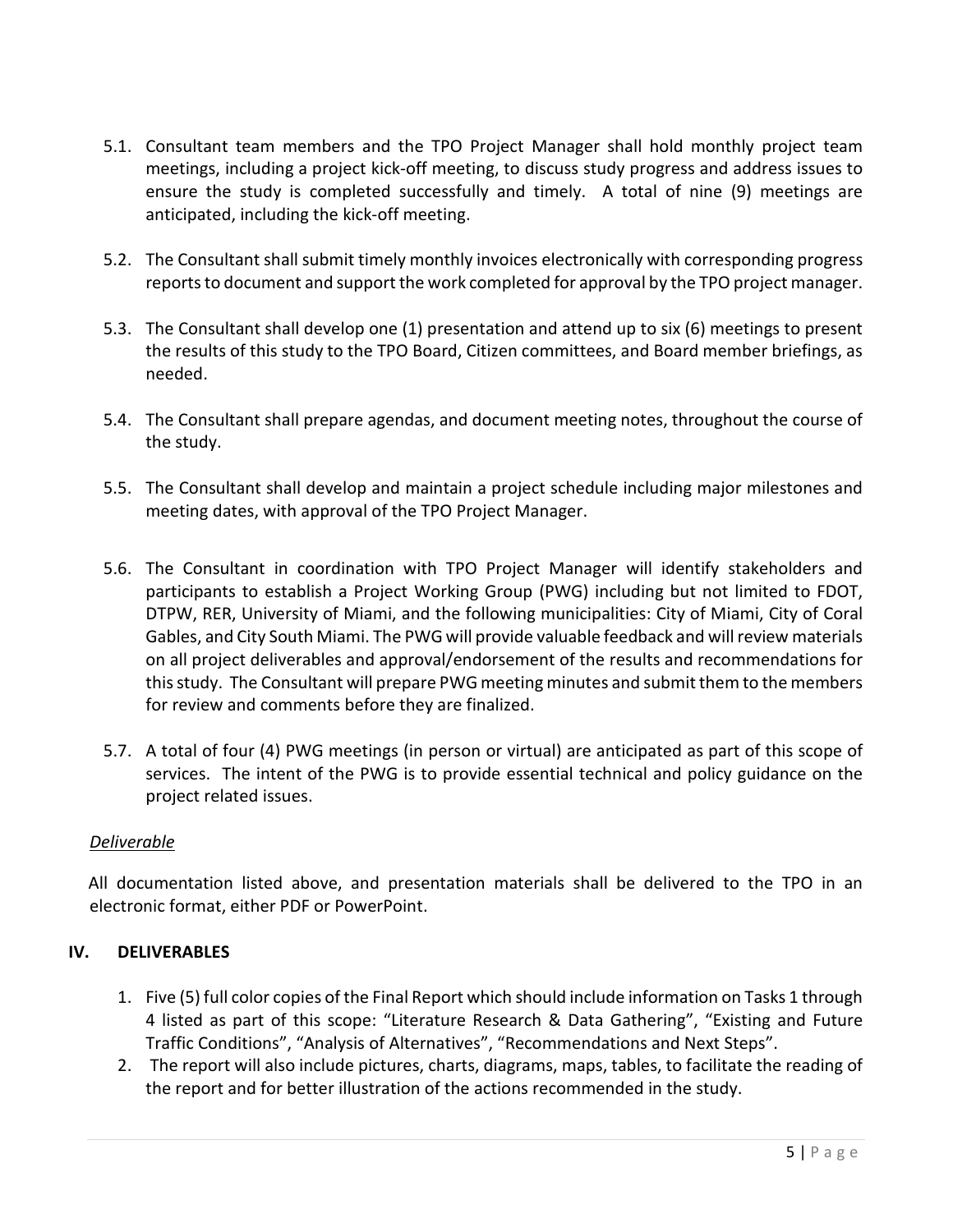5.1. Consultant team members and the TPO Project Manager shall hold monthly project team meetings, including a project kick-off meeting, to discuss study progress and address issues to ensure the study is completed successfully and timely. A total of nine (9) meetings are anticipated, including the kick-off meeting.

5.2. The Consultant shall submit timely monthly invoices electronically with corresponding progress reports to document and support the work completed for approval by the TPO project manager.

5.3. The Consultant shall develop one (1) presentation and attend up to six (6) meetings to present the results of this study to the TPO Board, Citizen committees, and Board member briefings, as needed.

5.4. The Consultant shall prepare agendas, and document meeting notes, throughout the course of the study.

5.5. The Consultant shall develop and maintain a project schedule including major milestones and meeting dates, with approval of the TPO Project Manager.

5.6. The Consultant in coordination with TPO Project Manager will identify stakeholders and participants to establish a Project Working Group (PWG) including but not limited to FDOT, DTPW, RER, University of Miami, and the following municipalities: City of Miami, City of Coral Gables, and City South Miami. The PWG will provide valuable feedback and will review materials on all project deliverables and approval/endorsement of the results and recommendations for this study. The Consultant will prepare PWG meeting minutes and submit them to the members for review and comments before they are finalized.

5.7. A total of four (4) PWG meetings (in person or virtual) are anticipated as part of this scope of services. The intent of the PWG is to provide essential technical and policy guidance on the project related issues.

*Deliverable*

All documentation listed above, and presentation materials shall be delivered to the TPO in an electronic format, either PDF or PowerPoint.

## IV. DELIVERABLES

1. Five (5) full color copies of the Final Report which should include information on Tasks 1 through 4 listed as part of this scope: “Literature Research & Data Gathering”, “Existing and Future Traffic Conditions”, “Analysis of Alternatives”, “Recommendations and Next Steps”.
2. The report will also include pictures, charts, diagrams, maps, tables, to facilitate the reading of the report and for better illustration of the actions recommended in the study.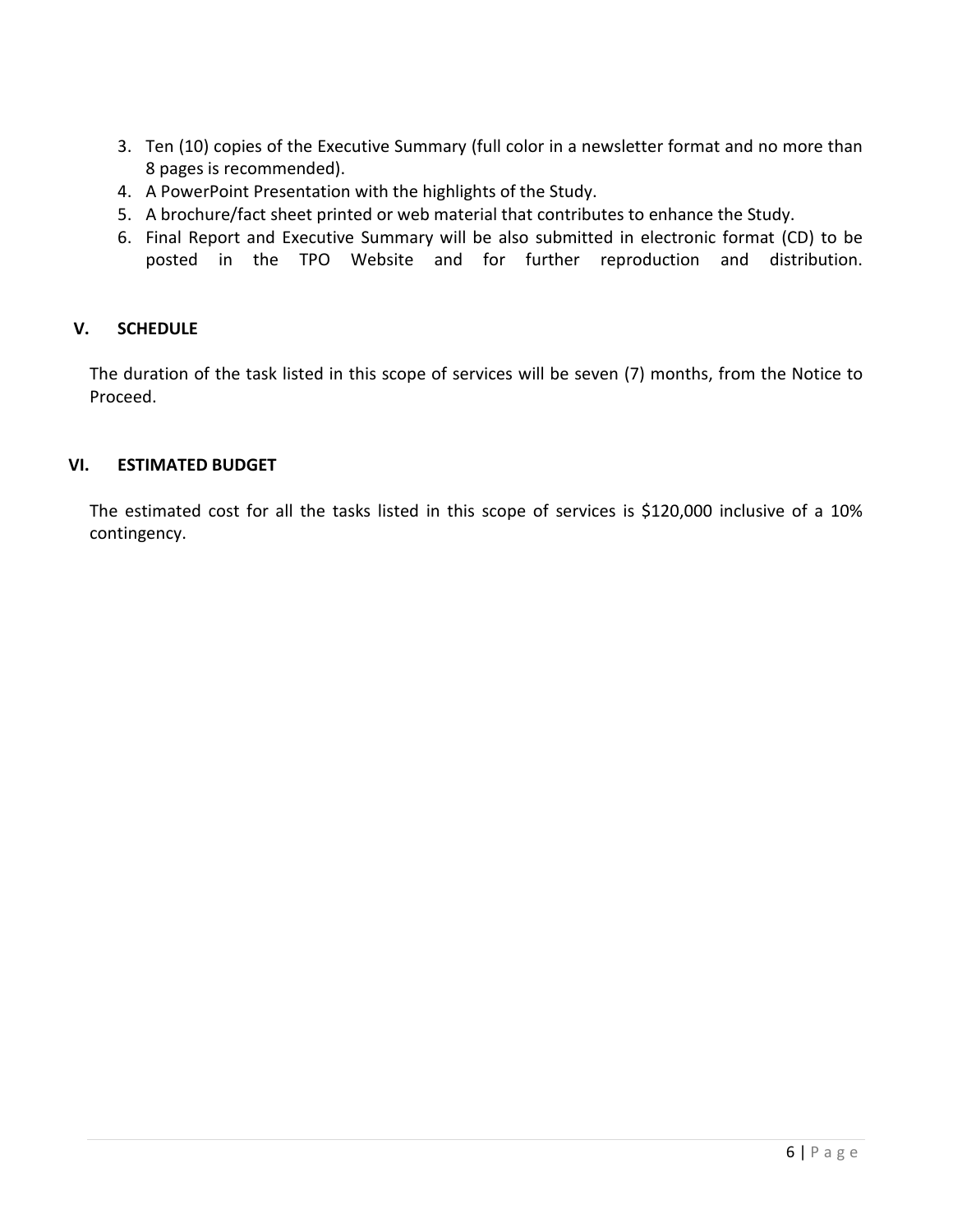3. Ten (10) copies of the Executive Summary (full color in a newsletter format and no more than 8 pages is recommended).
4. A PowerPoint Presentation with the highlights of the Study.
5. A brochure/fact sheet printed or web material that contributes to enhance the Study.
6. Final Report and Executive Summary will be also submitted in electronic format (CD) to be posted in the TPO Website and for further reproduction and distribution.

## V. SCHEDULE

The duration of the task listed in this scope of services will be seven (7) months, from the Notice to Proceed.

## VI. ESTIMATED BUDGET

The estimated cost for all the tasks listed in this scope of services is $120,000 inclusive of a 10% contingency.